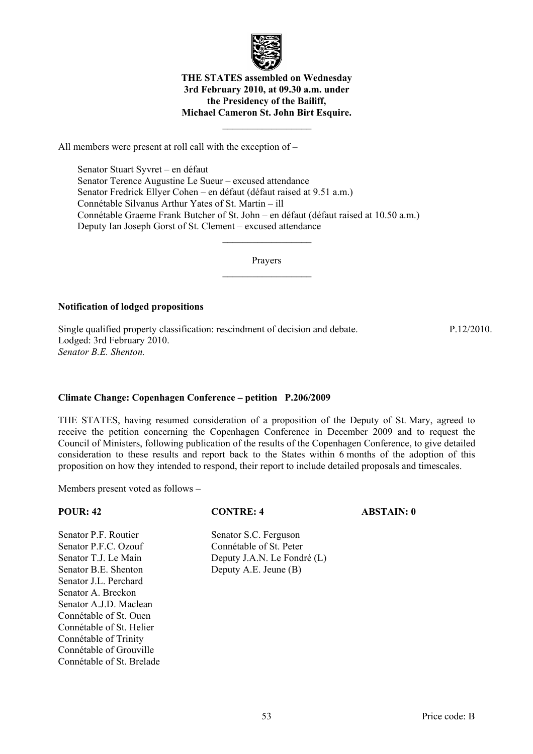**THE STATES assembled on Wednesday 3rd February 2010, at 09.30 a.m. under the Presidency of the Bailiff, Michael Cameron St. John Birt Esquire.**

---

All members were present at roll call with the exception of –

Senator Stuart Syvret – en défaut
Senator Terence Augustine Le Sueur – excused attendance
Senator Fredrick Ellyer Cohen – en défaut (défaut raised at 9.51 a.m.)
Connétable Silvanus Arthur Yates of St. Martin – ill
Connétable Graeme Frank Butcher of St. John – en défaut (défaut raised at 10.50 a.m.)
Deputy Ian Joseph Gorst of St. Clement – excused attendance

---

Prayers

---

**Notification of lodged propositions**

Single qualified property classification: rescindment of decision and debate. P.12/2010.
Lodged: 3rd February 2010.
*Senator B.E. Shenton.*

**Climate Change: Copenhagen Conference – petition P.206/2009**

THE STATES, having resumed consideration of a proposition of the Deputy of St. Mary, agreed to receive the petition concerning the Copenhagen Conference in December 2009 and to request the Council of Ministers, following publication of the results of the Copenhagen Conference, to give detailed consideration to these results and report back to the States within 6 months of the adoption of this proposition on how they intended to respond, their report to include detailed proposals and timescales.

Members present voted as follows –

| POUR: 42 | CONTRE: 4 | ABSTAIN: 0 |
|---|---|---|
| Senator P.F. Routier | Senator S.C. Ferguson | |
| Senator P.F.C. Ozouf | Connétable of St. Peter | |
| Senator T.J. Le Main | Deputy J.A.N. Le Fondré (L) | |
| Senator B.E. Shenton | Deputy A.E. Jeune (B) | |
| Senator J.L. Perchard | | |
| Senator A. Breckon | | |
| Senator A.J.D. Maclean | | |
| Connétable of St. Ouen | | |
| Connétable of St. Helier | | |
| Connétable of Trinity | | |
| Connétable of Grouville | | |
| Connétable of St. Brelade | | |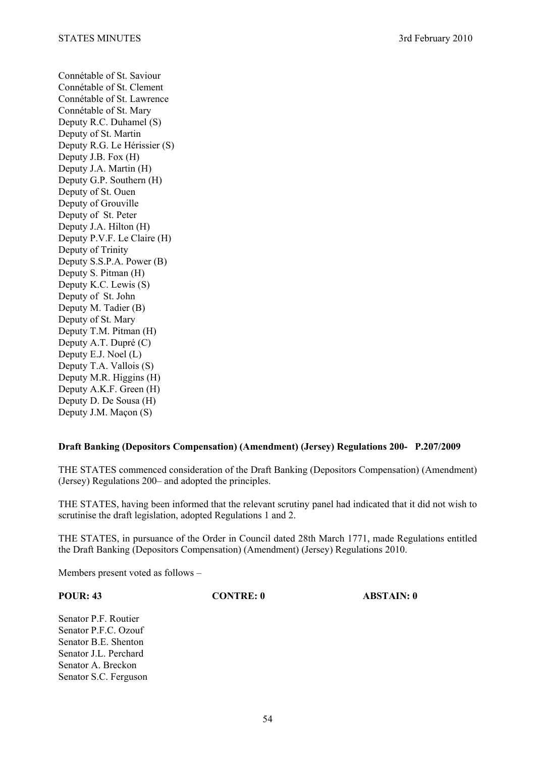Connétable of St. Saviour
Connétable of St. Clement
Connétable of St. Lawrence
Connétable of St. Mary
Deputy R.C. Duhamel (S)
Deputy of St. Martin
Deputy R.G. Le Hérissier (S)
Deputy J.B. Fox (H)
Deputy J.A. Martin (H)
Deputy G.P. Southern (H)
Deputy of St. Ouen
Deputy of Grouville
Deputy of St. Peter
Deputy J.A. Hilton (H)
Deputy P.V.F. Le Claire (H)
Deputy of Trinity
Deputy S.S.P.A. Power (B)
Deputy S. Pitman (H)
Deputy K.C. Lewis (S)
Deputy of St. John
Deputy M. Tadier (B)
Deputy of St. Mary
Deputy T.M. Pitman (H)
Deputy A.T. Dupré (C)
Deputy E.J. Noel (L)
Deputy T.A. Vallois (S)
Deputy M.R. Higgins (H)
Deputy A.K.F. Green (H)
Deputy D. De Sousa (H)
Deputy J.M. Maçon (S)

**Draft Banking (Depositors Compensation) (Amendment) (Jersey) Regulations 200- P.207/2009**

THE STATES commenced consideration of the Draft Banking (Depositors Compensation) (Amendment) (Jersey) Regulations 200– and adopted the principles.

THE STATES, having been informed that the relevant scrutiny panel had indicated that it did not wish to scrutinise the draft legislation, adopted Regulations 1 and 2.

THE STATES, in pursuance of the Order in Council dated 28th March 1771, made Regulations entitled the Draft Banking (Depositors Compensation) (Amendment) (Jersey) Regulations 2010.

Members present voted as follows –

**POUR: 43** **CONTRE: 0** **ABSTAIN: 0**

Senator P.F. Routier
Senator P.F.C. Ozouf
Senator B.E. Shenton
Senator J.L. Perchard
Senator A. Breckon
Senator S.C. Ferguson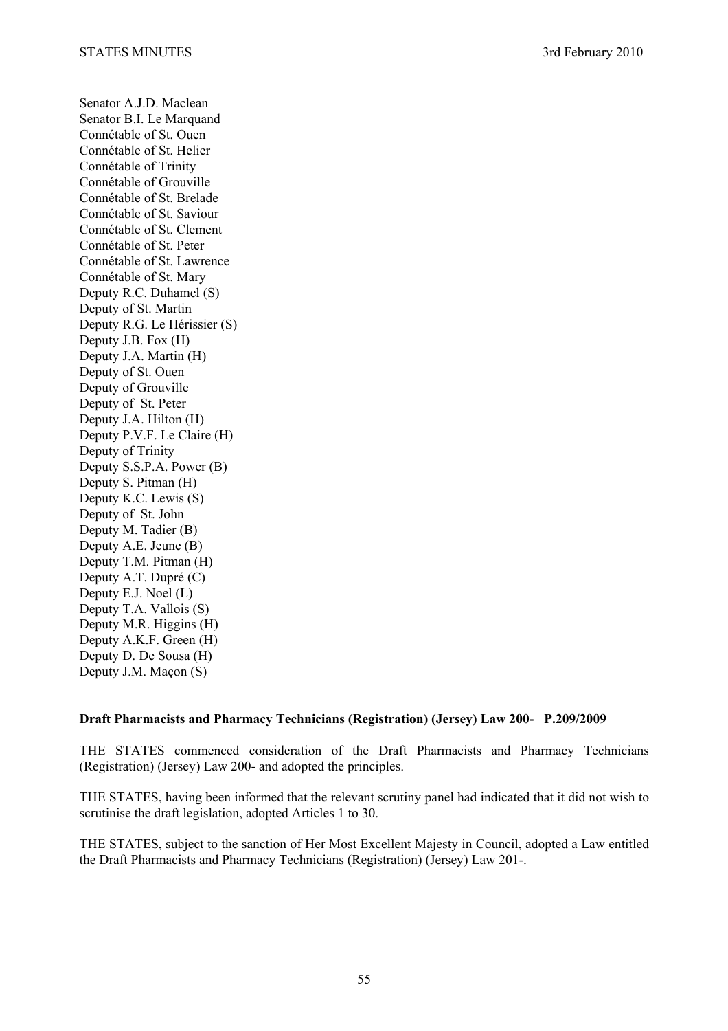Senator A.J.D. Maclean
Senator B.I. Le Marquand
Connétable of St. Ouen
Connétable of St. Helier
Connétable of Trinity
Connétable of Grouville
Connétable of St. Brelade
Connétable of St. Saviour
Connétable of St. Clement
Connétable of St. Peter
Connétable of St. Lawrence
Connétable of St. Mary
Deputy R.C. Duhamel (S)
Deputy of St. Martin
Deputy R.G. Le Hérissier (S)
Deputy J.B. Fox (H)
Deputy J.A. Martin (H)
Deputy of St. Ouen
Deputy of Grouville
Deputy of St. Peter
Deputy J.A. Hilton (H)
Deputy P.V.F. Le Claire (H)
Deputy of Trinity
Deputy S.S.P.A. Power (B)
Deputy S. Pitman (H)
Deputy K.C. Lewis (S)
Deputy of St. John
Deputy M. Tadier (B)
Deputy A.E. Jeune (B)
Deputy T.M. Pitman (H)
Deputy A.T. Dupré (C)
Deputy E.J. Noel (L)
Deputy T.A. Vallois (S)
Deputy M.R. Higgins (H)
Deputy A.K.F. Green (H)
Deputy D. De Sousa (H)
Deputy J.M. Maçon (S)

**Draft Pharmacists and Pharmacy Technicians (Registration) (Jersey) Law 200- P.209/2009**

THE STATES commenced consideration of the Draft Pharmacists and Pharmacy Technicians (Registration) (Jersey) Law 200- and adopted the principles.

THE STATES, having been informed that the relevant scrutiny panel had indicated that it did not wish to scrutinise the draft legislation, adopted Articles 1 to 30.

THE STATES, subject to the sanction of Her Most Excellent Majesty in Council, adopted a Law entitled the Draft Pharmacists and Pharmacy Technicians (Registration) (Jersey) Law 201-.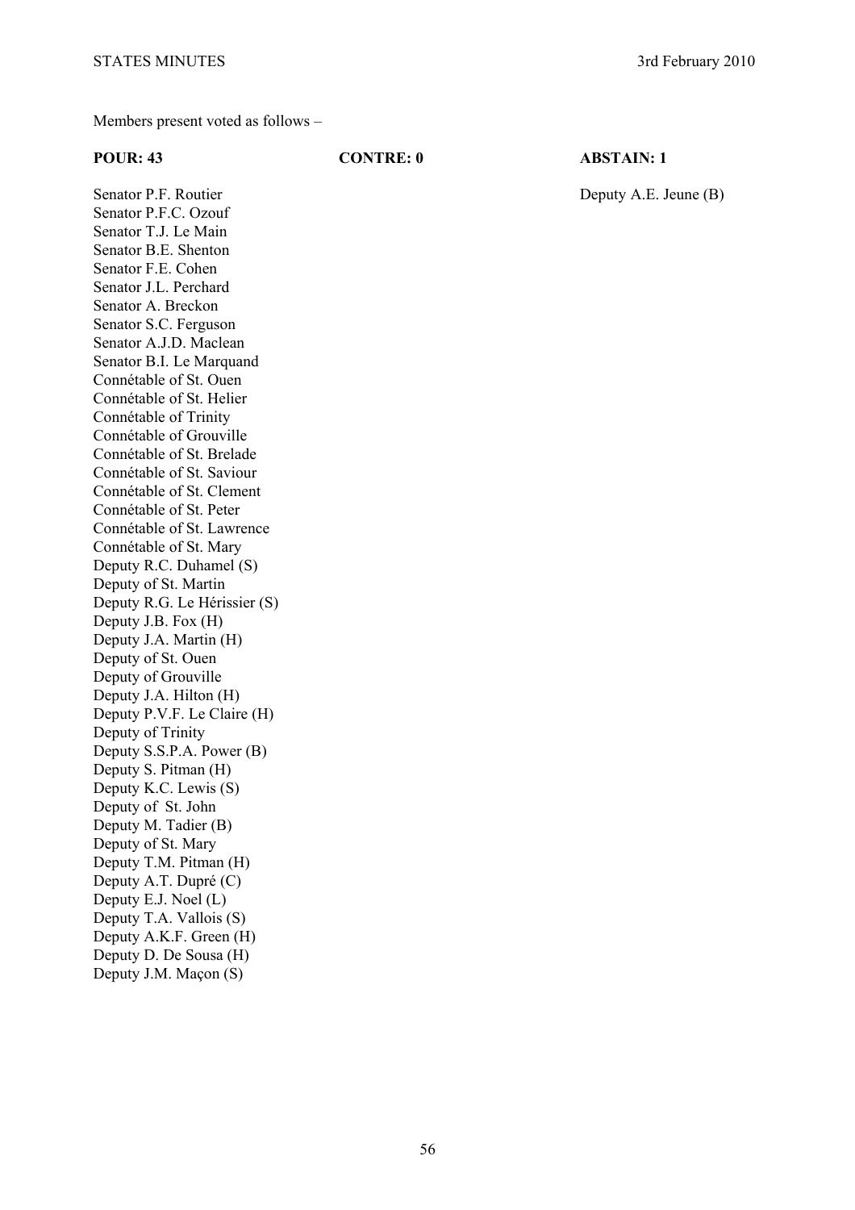Members present voted as follows –

| POUR: 43 | CONTRE: 0 | ABSTAIN: 1 |
| --- | --- | --- |
| Senator P.F. Routier | | Deputy A.E. Jeune (B) |
| Senator P.F.C. Ozouf | | |
| Senator T.J. Le Main | | |
| Senator B.E. Shenton | | |
| Senator F.E. Cohen | | |
| Senator J.L. Perchard | | |
| Senator A. Breckon | | |
| Senator S.C. Ferguson | | |
| Senator A.J.D. Maclean | | |
| Senator B.I. Le Marquand | | |
| Connétable of St. Ouen | | |
| Connétable of St. Helier | | |
| Connétable of Trinity | | |
| Connétable of Grouville | | |
| Connétable of St. Brelade | | |
| Connétable of St. Saviour | | |
| Connétable of St. Clement | | |
| Connétable of St. Peter | | |
| Connétable of St. Lawrence | | |
| Connétable of St. Mary | | |
| Deputy R.C. Duhamel (S) | | |
| Deputy of St. Martin | | |
| Deputy R.G. Le Hérissier (S) | | |
| Deputy J.B. Fox (H) | | |
| Deputy J.A. Martin (H) | | |
| Deputy of St. Ouen | | |
| Deputy of Grouville | | |
| Deputy J.A. Hilton (H) | | |
| Deputy P.V.F. Le Claire (H) | | |
| Deputy of Trinity | | |
| Deputy S.S.P.A. Power (B) | | |
| Deputy S. Pitman (H) | | |
| Deputy K.C. Lewis (S) | | |
| Deputy of St. John | | |
| Deputy M. Tadier (B) | | |
| Deputy of St. Mary | | |
| Deputy T.M. Pitman (H) | | |
| Deputy A.T. Dupré (C) | | |
| Deputy E.J. Noel (L) | | |
| Deputy T.A. Vallois (S) | | |
| Deputy A.K.F. Green (H) | | |
| Deputy D. De Sousa (H) | | |
| Deputy J.M. Maçon (S) | | |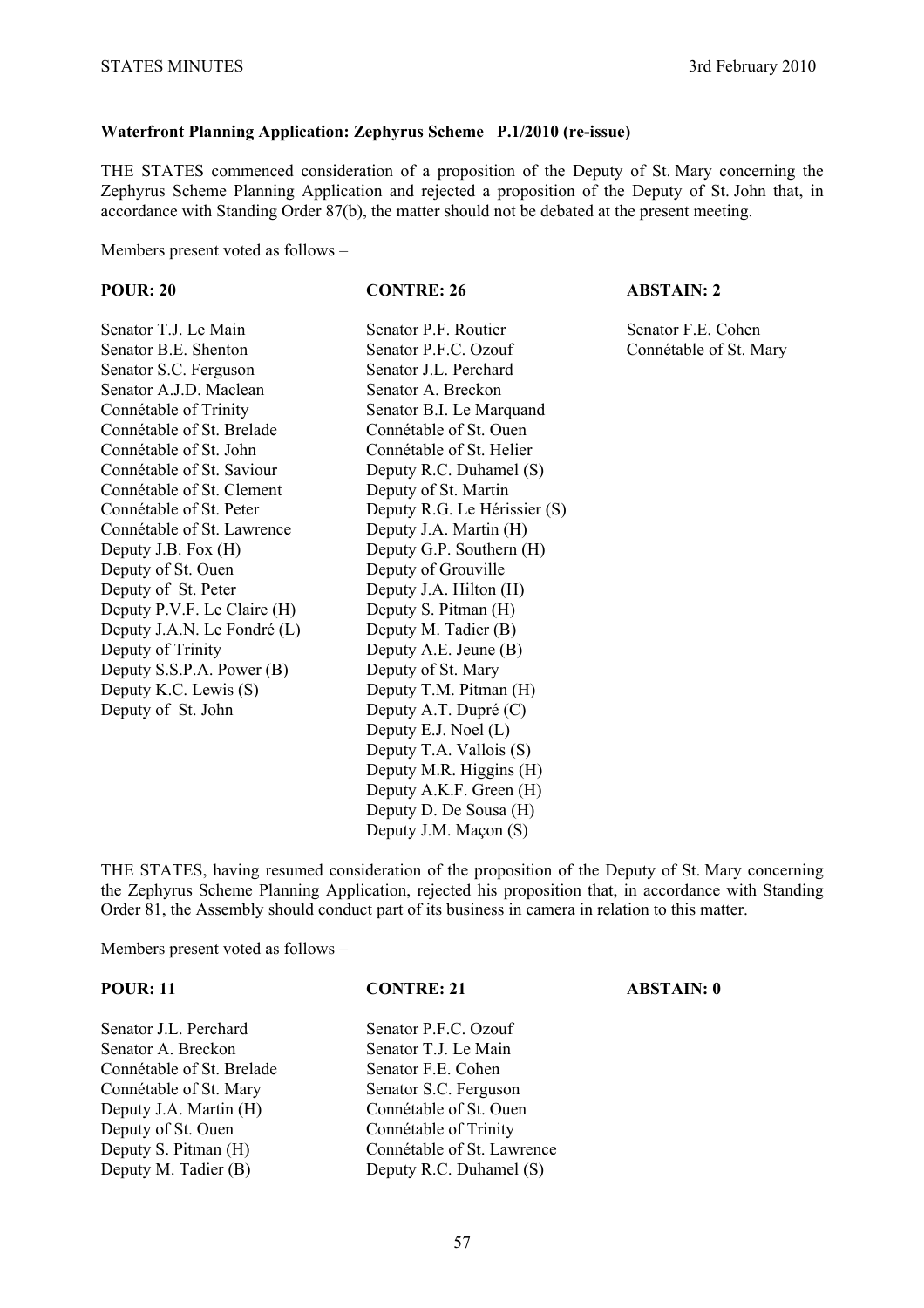**Waterfront Planning Application: Zephyrus Scheme P.1/2010 (re-issue)**

THE STATES commenced consideration of a proposition of the Deputy of St. Mary concerning the Zephyrus Scheme Planning Application and rejected a proposition of the Deputy of St. John that, in accordance with Standing Order 87(b), the matter should not be debated at the present meeting.

Members present voted as follows –

| POUR: 20 | CONTRE: 26 | ABSTAIN: 2 |
|---|---|---|
| Senator T.J. Le Main | Senator P.F. Routier | Senator F.E. Cohen |
| Senator B.E. Shenton | Senator P.F.C. Ozouf | Connétable of St. Mary |
| Senator S.C. Ferguson | Senator J.L. Perchard | |
| Senator A.J.D. Maclean | Senator A. Breckon | |
| Connétable of Trinity | Senator B.I. Le Marquand | |
| Connétable of St. Brelade | Connétable of St. Ouen | |
| Connétable of St. John | Connétable of St. Helier | |
| Connétable of St. Saviour | Deputy R.C. Duhamel (S) | |
| Connétable of St. Clement | Deputy of St. Martin | |
| Connétable of St. Peter | Deputy R.G. Le Hérissier (S) | |
| Connétable of St. Lawrence | Deputy J.A. Martin (H) | |
| Deputy J.B. Fox (H) | Deputy G.P. Southern (H) | |
| Deputy of St. Ouen | Deputy of Grouville | |
| Deputy of St. Peter | Deputy J.A. Hilton (H) | |
| Deputy P.V.F. Le Claire (H) | Deputy S. Pitman (H) | |
| Deputy J.A.N. Le Fondré (L) | Deputy M. Tadier (B) | |
| Deputy of Trinity | Deputy A.E. Jeune (B) | |
| Deputy S.S.P.A. Power (B) | Deputy of St. Mary | |
| Deputy K.C. Lewis (S) | Deputy T.M. Pitman (H) | |
| Deputy of St. John | Deputy A.T. Dupré (C) | |
| | Deputy E.J. Noel (L) | |
| | Deputy T.A. Vallois (S) | |
| | Deputy M.R. Higgins (H) | |
| | Deputy A.K.F. Green (H) | |
| | Deputy D. De Sousa (H) | |
| | Deputy J.M. Maçon (S) | |

THE STATES, having resumed consideration of the proposition of the Deputy of St. Mary concerning the Zephyrus Scheme Planning Application, rejected his proposition that, in accordance with Standing Order 81, the Assembly should conduct part of its business in camera in relation to this matter.

Members present voted as follows –

| POUR: 11 | CONTRE: 21 | ABSTAIN: 0 |
|---|---|---|
| Senator J.L. Perchard | Senator P.F.C. Ozouf | |
| Senator A. Breckon | Senator T.J. Le Main | |
| Connétable of St. Brelade | Senator F.E. Cohen | |
| Connétable of St. Mary | Senator S.C. Ferguson | |
| Deputy J.A. Martin (H) | Connétable of St. Ouen | |
| Deputy of St. Ouen | Connétable of Trinity | |
| Deputy S. Pitman (H) | Connétable of St. Lawrence | |
| Deputy M. Tadier (B) | Deputy R.C. Duhamel (S) | |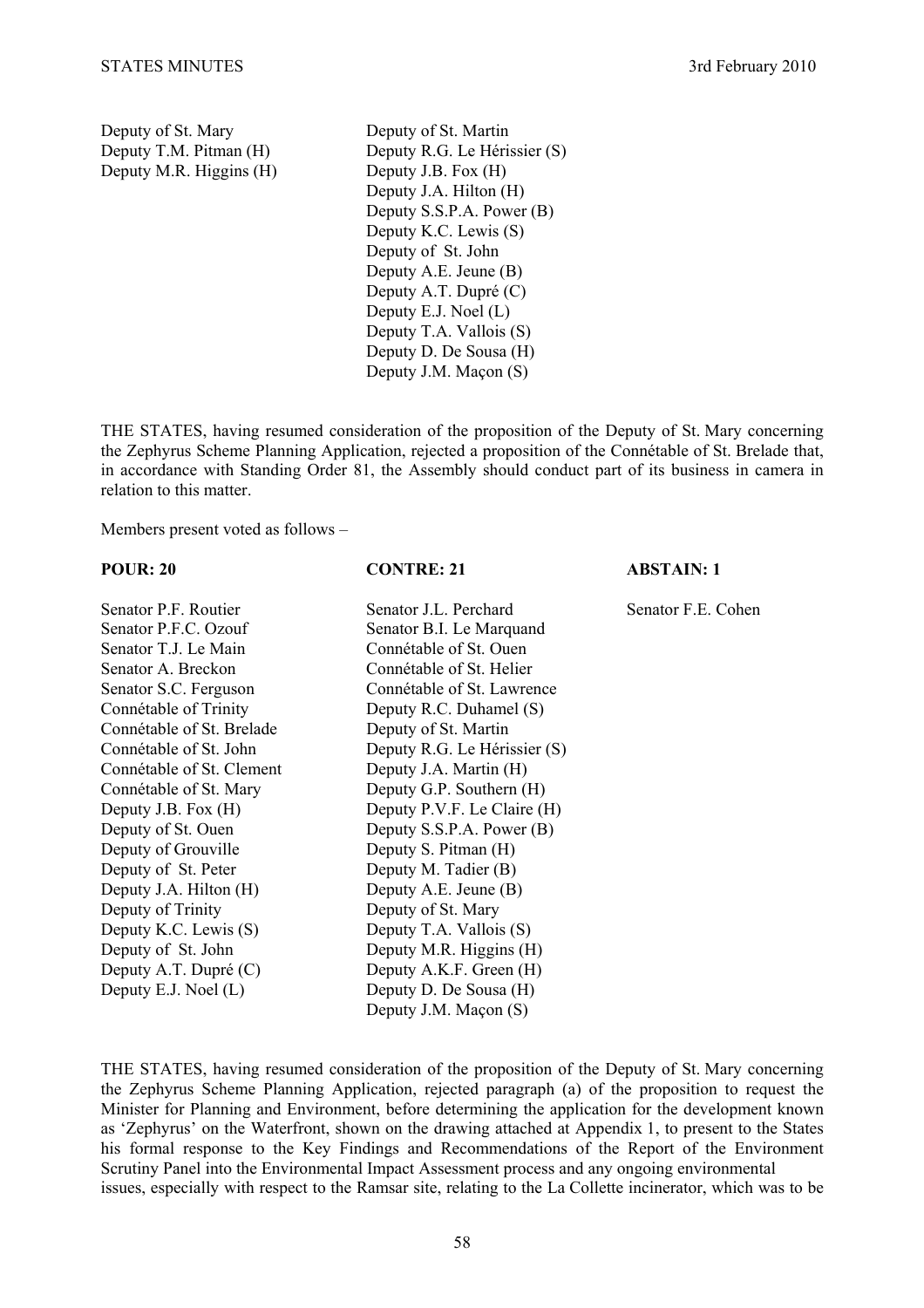| | |
|---|---|
| Deputy of St. Mary | Deputy of St. Martin |
| Deputy T.M. Pitman (H) | Deputy R.G. Le Hérissier (S) |
| Deputy M.R. Higgins (H) | Deputy J.B. Fox (H) |
| | Deputy J.A. Hilton (H) |
| | Deputy S.S.P.A. Power (B) |
| | Deputy K.C. Lewis (S) |
| | Deputy of St. John |
| | Deputy A.E. Jeune (B) |
| | Deputy A.T. Dupré (C) |
| | Deputy E.J. Noel (L) |
| | Deputy T.A. Vallois (S) |
| | Deputy D. De Sousa (H) |
| | Deputy J.M. Maçon (S) |

THE STATES, having resumed consideration of the proposition of the Deputy of St. Mary concerning the Zephyrus Scheme Planning Application, rejected a proposition of the Connétable of St. Brelade that, in accordance with Standing Order 81, the Assembly should conduct part of its business in camera in relation to this matter.

Members present voted as follows –

| POUR: 20 | CONTRE: 21 | ABSTAIN: 1 |
|---|---|---|
| Senator P.F. Routier | Senator J.L. Perchard | Senator F.E. Cohen |
| Senator P.F.C. Ozouf | Senator B.I. Le Marquand | |
| Senator T.J. Le Main | Connétable of St. Ouen | |
| Senator A. Breckon | Connétable of St. Helier | |
| Senator S.C. Ferguson | Connétable of St. Lawrence | |
| Connétable of Trinity | Deputy R.C. Duhamel (S) | |
| Connétable of St. Brelade | Deputy of St. Martin | |
| Connétable of St. John | Deputy R.G. Le Hérissier (S) | |
| Connétable of St. Clement | Deputy J.A. Martin (H) | |
| Connétable of St. Mary | Deputy G.P. Southern (H) | |
| Deputy J.B. Fox (H) | Deputy P.V.F. Le Claire (H) | |
| Deputy of St. Ouen | Deputy S.S.P.A. Power (B) | |
| Deputy of Grouville | Deputy S. Pitman (H) | |
| Deputy of St. Peter | Deputy M. Tadier (B) | |
| Deputy J.A. Hilton (H) | Deputy A.E. Jeune (B) | |
| Deputy of Trinity | Deputy of St. Mary | |
| Deputy K.C. Lewis (S) | Deputy T.A. Vallois (S) | |
| Deputy of St. John | Deputy M.R. Higgins (H) | |
| Deputy A.T. Dupré (C) | Deputy A.K.F. Green (H) | |
| Deputy E.J. Noel (L) | Deputy D. De Sousa (H) | |
| | Deputy J.M. Maçon (S) | |

THE STATES, having resumed consideration of the proposition of the Deputy of St. Mary concerning the Zephyrus Scheme Planning Application, rejected paragraph (a) of the proposition to request the Minister for Planning and Environment, before determining the application for the development known as 'Zephyrus' on the Waterfront, shown on the drawing attached at Appendix 1, to present to the States his formal response to the Key Findings and Recommendations of the Report of the Environment Scrutiny Panel into the Environmental Impact Assessment process and any ongoing environmental issues, especially with respect to the Ramsar site, relating to the La Collette incinerator, which was to be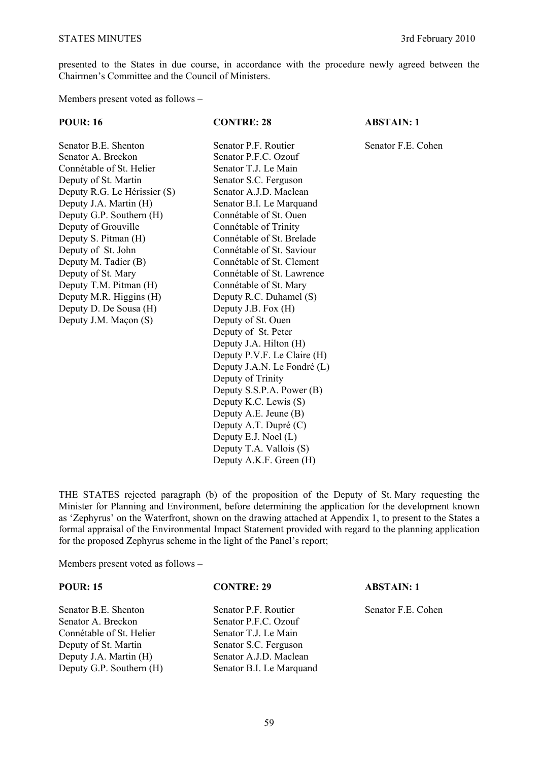presented to the States in due course, in accordance with the procedure newly agreed between the Chairmen's Committee and the Council of Ministers.

Members present voted as follows –

| POUR: 16 | CONTRE: 28 | ABSTAIN: 1 |
|---|---|---|
| Senator B.E. Shenton | Senator P.F. Routier | Senator F.E. Cohen |
| Senator A. Breckon | Senator P.F.C. Ozouf | |
| Connétable of St. Helier | Senator T.J. Le Main | |
| Deputy of St. Martin | Senator S.C. Ferguson | |
| Deputy R.G. Le Hérissier (S) | Senator A.J.D. Maclean | |
| Deputy J.A. Martin (H) | Senator B.I. Le Marquand | |
| Deputy G.P. Southern (H) | Connétable of St. Ouen | |
| Deputy of Grouville | Connétable of Trinity | |
| Deputy S. Pitman (H) | Connétable of St. Brelade | |
| Deputy of St. John | Connétable of St. Saviour | |
| Deputy M. Tadier (B) | Connétable of St. Clement | |
| Deputy of St. Mary | Connétable of St. Lawrence | |
| Deputy T.M. Pitman (H) | Connétable of St. Mary | |
| Deputy M.R. Higgins (H) | Deputy R.C. Duhamel (S) | |
| Deputy D. De Sousa (H) | Deputy J.B. Fox (H) | |
| Deputy J.M. Maçon (S) | Deputy of St. Ouen | |
| | Deputy of St. Peter | |
| | Deputy J.A. Hilton (H) | |
| | Deputy P.V.F. Le Claire (H) | |
| | Deputy J.A.N. Le Fondré (L) | |
| | Deputy of Trinity | |
| | Deputy S.S.P.A. Power (B) | |
| | Deputy K.C. Lewis (S) | |
| | Deputy A.E. Jeune (B) | |
| | Deputy A.T. Dupré (C) | |
| | Deputy E.J. Noel (L) | |
| | Deputy T.A. Vallois (S) | |
| | Deputy A.K.F. Green (H) | |

THE STATES rejected paragraph (b) of the proposition of the Deputy of St. Mary requesting the Minister for Planning and Environment, before determining the application for the development known as 'Zephyrus' on the Waterfront, shown on the drawing attached at Appendix 1, to present to the States a formal appraisal of the Environmental Impact Statement provided with regard to the planning application for the proposed Zephyrus scheme in the light of the Panel's report;

Members present voted as follows –

| POUR: 15 | CONTRE: 29 | ABSTAIN: 1 |
|---|---|---|
| Senator B.E. Shenton | Senator P.F. Routier | Senator F.E. Cohen |
| Senator A. Breckon | Senator P.F.C. Ozouf | |
| Connétable of St. Helier | Senator T.J. Le Main | |
| Deputy of St. Martin | Senator S.C. Ferguson | |
| Deputy J.A. Martin (H) | Senator A.J.D. Maclean | |
| Deputy G.P. Southern (H) | Senator B.I. Le Marquand | |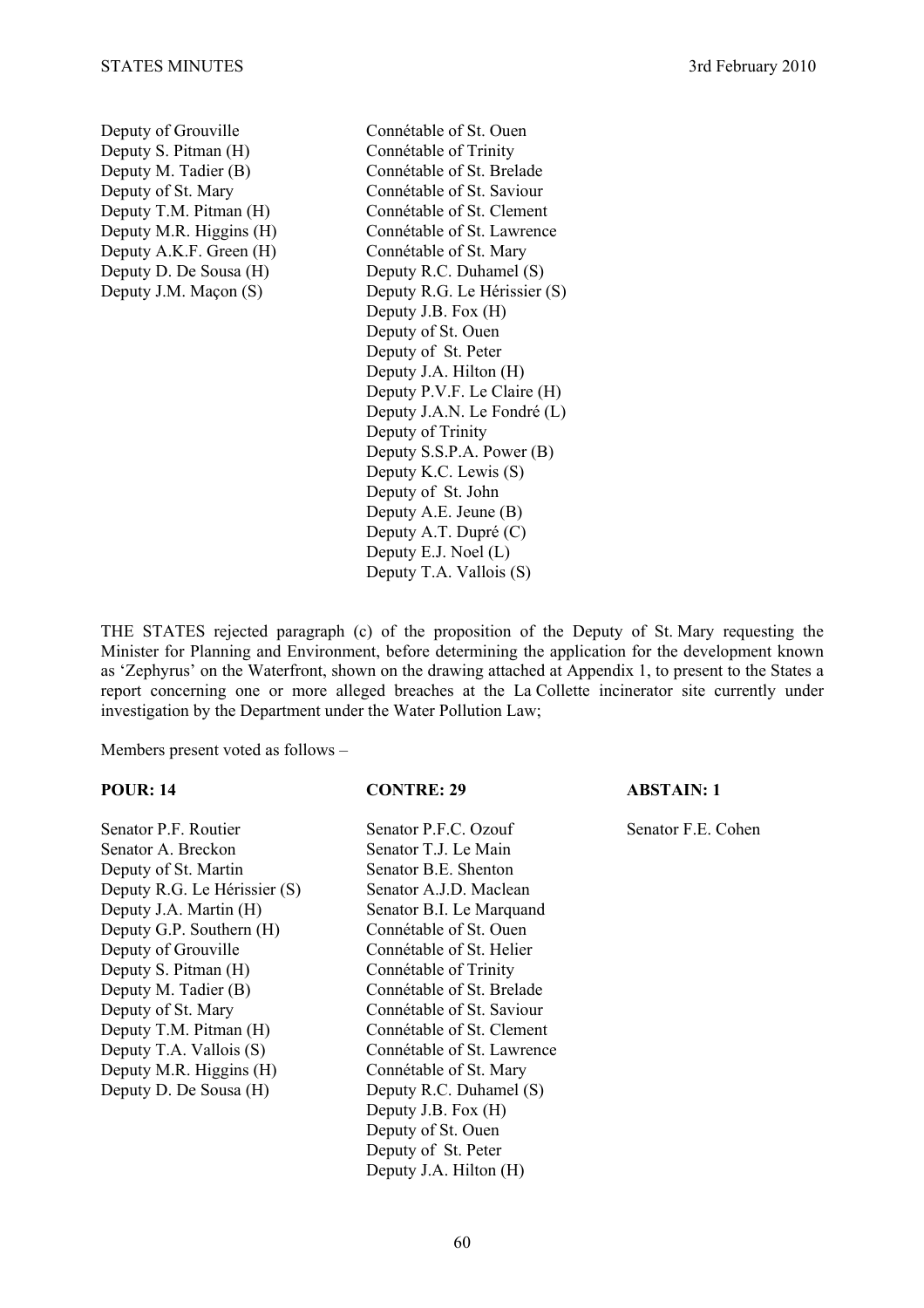| | |
|---|---|
| Deputy of Grouville | Connétable of St. Ouen |
| Deputy S. Pitman (H) | Connétable of Trinity |
| Deputy M. Tadier (B) | Connétable of St. Brelade |
| Deputy of St. Mary | Connétable of St. Saviour |
| Deputy T.M. Pitman (H) | Connétable of St. Clement |
| Deputy M.R. Higgins (H) | Connétable of St. Lawrence |
| Deputy A.K.F. Green (H) | Connétable of St. Mary |
| Deputy D. De Sousa (H) | Deputy R.C. Duhamel (S) |
| Deputy J.M. Maçon (S) | Deputy R.G. Le Hérissier (S) |
| | Deputy J.B. Fox (H) |
| | Deputy of St. Ouen |
| | Deputy of St. Peter |
| | Deputy J.A. Hilton (H) |
| | Deputy P.V.F. Le Claire (H) |
| | Deputy J.A.N. Le Fondré (L) |
| | Deputy of Trinity |
| | Deputy S.S.P.A. Power (B) |
| | Deputy K.C. Lewis (S) |
| | Deputy of St. John |
| | Deputy A.E. Jeune (B) |
| | Deputy A.T. Dupré (C) |
| | Deputy E.J. Noel (L) |
| | Deputy T.A. Vallois (S) |

THE STATES rejected paragraph (c) of the proposition of the Deputy of St. Mary requesting the Minister for Planning and Environment, before determining the application for the development known as 'Zephyrus' on the Waterfront, shown on the drawing attached at Appendix 1, to present to the States a report concerning one or more alleged breaches at the La Collette incinerator site currently under investigation by the Department under the Water Pollution Law;

Members present voted as follows –

| **POUR: 14** | **CONTRE: 29** | **ABSTAIN: 1** |
|---|---|---|
| Senator P.F. Routier | Senator P.F.C. Ozouf | Senator F.E. Cohen |
| Senator A. Breckon | Senator T.J. Le Main | |
| Deputy of St. Martin | Senator B.E. Shenton | |
| Deputy R.G. Le Hérissier (S) | Senator A.J.D. Maclean | |
| Deputy J.A. Martin (H) | Senator B.I. Le Marquand | |
| Deputy G.P. Southern (H) | Connétable of St. Ouen | |
| Deputy of Grouville | Connétable of St. Helier | |
| Deputy S. Pitman (H) | Connétable of Trinity | |
| Deputy M. Tadier (B) | Connétable of St. Brelade | |
| Deputy of St. Mary | Connétable of St. Saviour | |
| Deputy T.M. Pitman (H) | Connétable of St. Clement | |
| Deputy T.A. Vallois (S) | Connétable of St. Lawrence | |
| Deputy M.R. Higgins (H) | Connétable of St. Mary | |
| Deputy D. De Sousa (H) | Deputy R.C. Duhamel (S) | |
| | Deputy J.B. Fox (H) | |
| | Deputy of St. Ouen | |
| | Deputy of St. Peter | |
| | Deputy J.A. Hilton (H) | |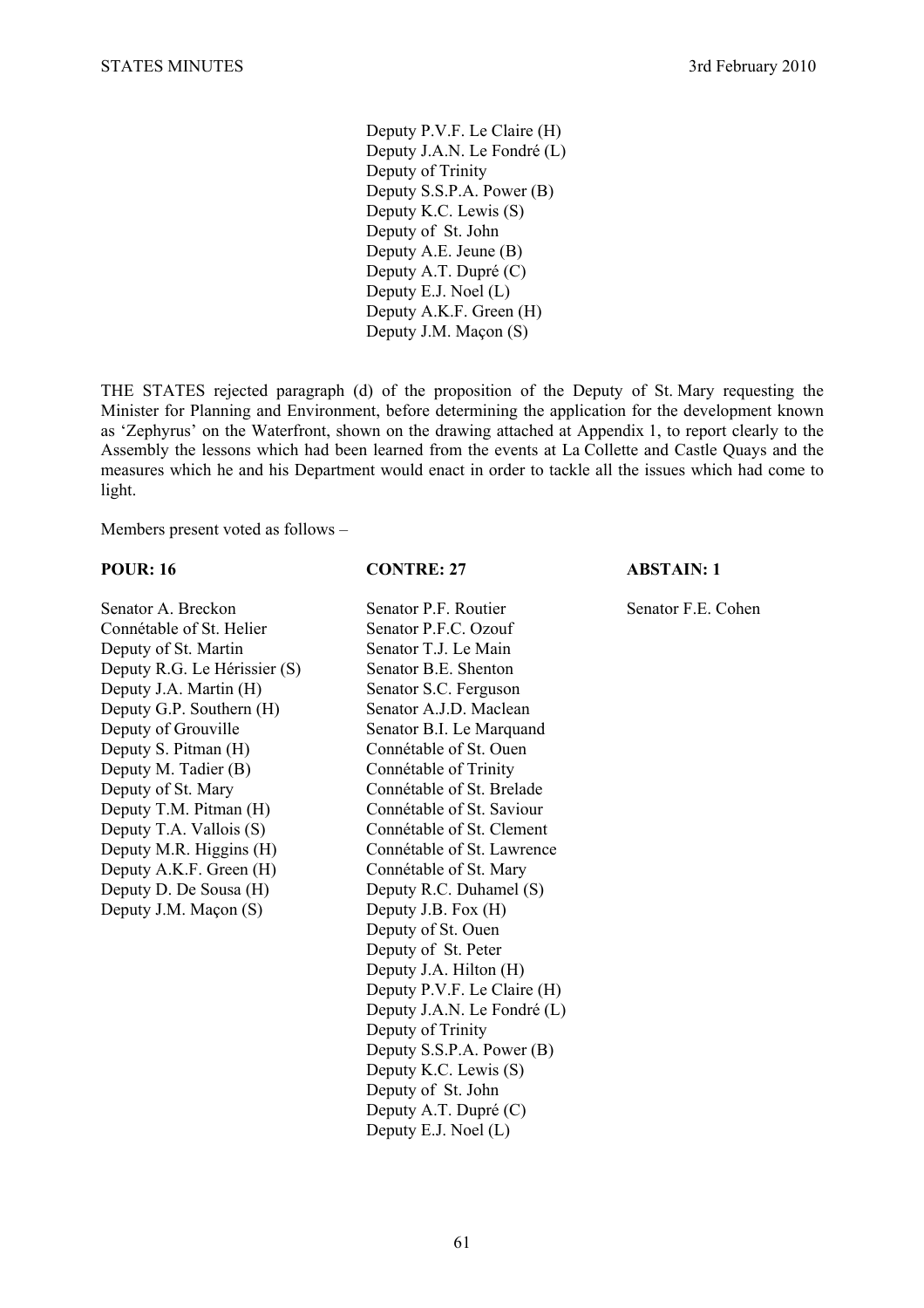Deputy P.V.F. Le Claire (H)
Deputy J.A.N. Le Fondré (L)
Deputy of Trinity
Deputy S.S.P.A. Power (B)
Deputy K.C. Lewis (S)
Deputy of St. John
Deputy A.E. Jeune (B)
Deputy A.T. Dupré (C)
Deputy E.J. Noel (L)
Deputy A.K.F. Green (H)
Deputy J.M. Maçon (S)

THE STATES rejected paragraph (d) of the proposition of the Deputy of St. Mary requesting the Minister for Planning and Environment, before determining the application for the development known as 'Zephyrus' on the Waterfront, shown on the drawing attached at Appendix 1, to report clearly to the Assembly the lessons which had been learned from the events at La Collette and Castle Quays and the measures which he and his Department would enact in order to tackle all the issues which had come to light.

Members present voted as follows –

| POUR: 16 | CONTRE: 27 | ABSTAIN: 1 |
|---|---|---|
| Senator A. Breckon | Senator P.F. Routier | Senator F.E. Cohen |
| Connétable of St. Helier | Senator P.F.C. Ozouf | |
| Deputy of St. Martin | Senator T.J. Le Main | |
| Deputy R.G. Le Hérissier (S) | Senator B.E. Shenton | |
| Deputy J.A. Martin (H) | Senator S.C. Ferguson | |
| Deputy G.P. Southern (H) | Senator A.J.D. Maclean | |
| Deputy of Grouville | Senator B.I. Le Marquand | |
| Deputy S. Pitman (H) | Connétable of St. Ouen | |
| Deputy M. Tadier (B) | Connétable of Trinity | |
| Deputy of St. Mary | Connétable of St. Brelade | |
| Deputy T.M. Pitman (H) | Connétable of St. Saviour | |
| Deputy T.A. Vallois (S) | Connétable of St. Clement | |
| Deputy M.R. Higgins (H) | Connétable of St. Lawrence | |
| Deputy A.K.F. Green (H) | Connétable of St. Mary | |
| Deputy D. De Sousa (H) | Deputy R.C. Duhamel (S) | |
| Deputy J.M. Maçon (S) | Deputy J.B. Fox (H) | |
| | Deputy of St. Ouen | |
| | Deputy of St. Peter | |
| | Deputy J.A. Hilton (H) | |
| | Deputy P.V.F. Le Claire (H) | |
| | Deputy J.A.N. Le Fondré (L) | |
| | Deputy of Trinity | |
| | Deputy S.S.P.A. Power (B) | |
| | Deputy K.C. Lewis (S) | |
| | Deputy of St. John | |
| | Deputy A.T. Dupré (C) | |
| | Deputy E.J. Noel (L) | |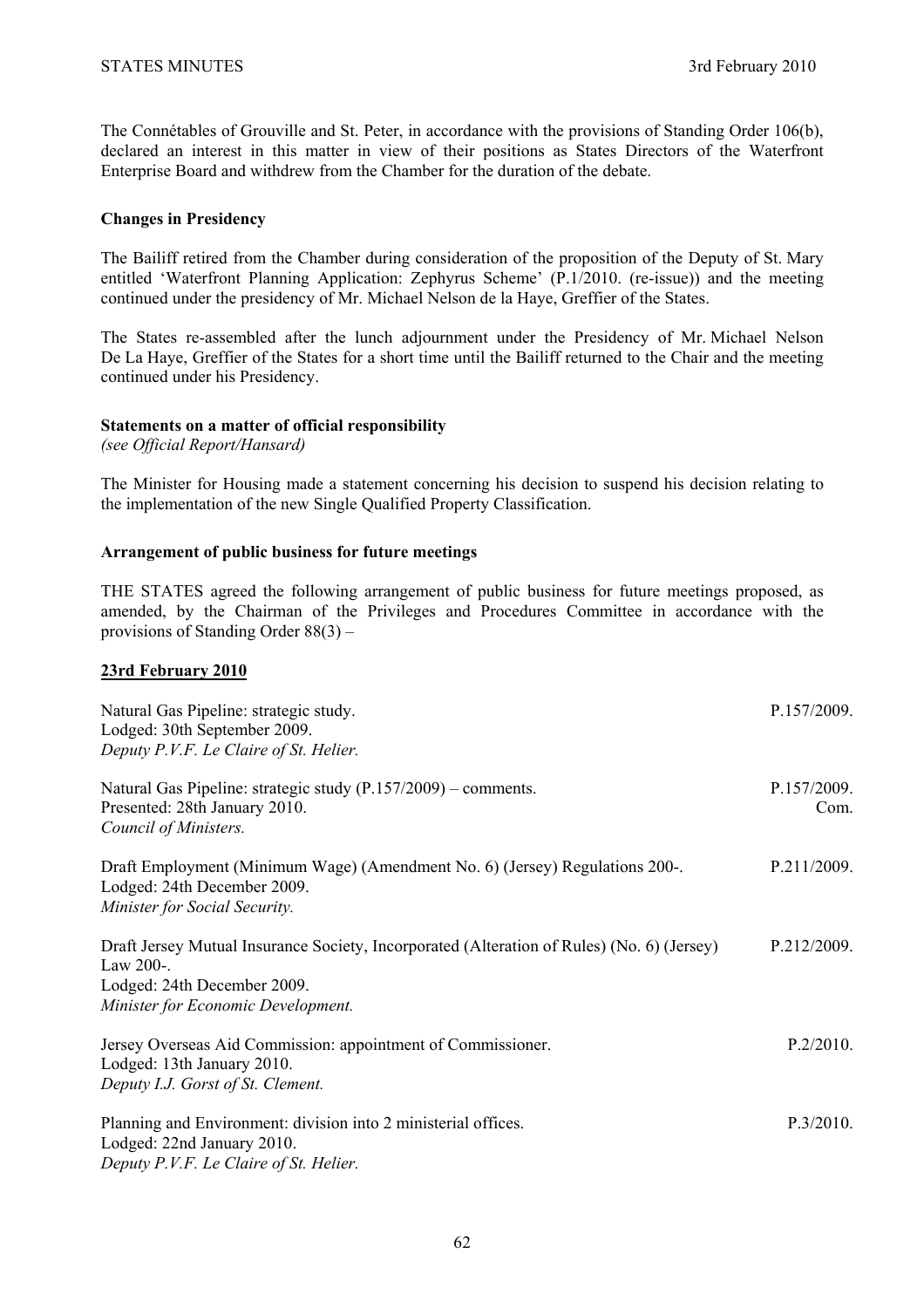The Connétables of Grouville and St. Peter, in accordance with the provisions of Standing Order 106(b), declared an interest in this matter in view of their positions as States Directors of the Waterfront Enterprise Board and withdrew from the Chamber for the duration of the debate.

**Changes in Presidency**

The Bailiff retired from the Chamber during consideration of the proposition of the Deputy of St. Mary entitled 'Waterfront Planning Application: Zephyrus Scheme' (P.1/2010. (re-issue)) and the meeting continued under the presidency of Mr. Michael Nelson de la Haye, Greffier of the States.

The States re-assembled after the lunch adjournment under the Presidency of Mr. Michael Nelson De La Haye, Greffier of the States for a short time until the Bailiff returned to the Chair and the meeting continued under his Presidency.

**Statements on a matter of official responsibility**
*(see Official Report/Hansard)*

The Minister for Housing made a statement concerning his decision to suspend his decision relating to the implementation of the new Single Qualified Property Classification.

**Arrangement of public business for future meetings**

THE STATES agreed the following arrangement of public business for future meetings proposed, as amended, by the Chairman of the Privileges and Procedures Committee in accordance with the provisions of Standing Order 88(3) –

**23rd February 2010**

| | |
|---|---|
| Natural Gas Pipeline: strategic study.<br>Lodged: 30th September 2009.<br>*Deputy P.V.F. Le Claire of St. Helier.* | P.157/2009. |
| Natural Gas Pipeline: strategic study (P.157/2009) – comments.<br>Presented: 28th January 2010.<br>*Council of Ministers.* | P.157/2009.<br>Com. |
| Draft Employment (Minimum Wage) (Amendment No. 6) (Jersey) Regulations 200-.<br>Lodged: 24th December 2009.<br>*Minister for Social Security.* | P.211/2009. |
| Draft Jersey Mutual Insurance Society, Incorporated (Alteration of Rules) (No. 6) (Jersey) Law 200-.<br>Lodged: 24th December 2009.<br>*Minister for Economic Development.* | P.212/2009. |
| Jersey Overseas Aid Commission: appointment of Commissioner.<br>Lodged: 13th January 2010.<br>*Deputy I.J. Gorst of St. Clement.* | P.2/2010. |
| Planning and Environment: division into 2 ministerial offices.<br>Lodged: 22nd January 2010.<br>*Deputy P.V.F. Le Claire of St. Helier.* | P.3/2010. |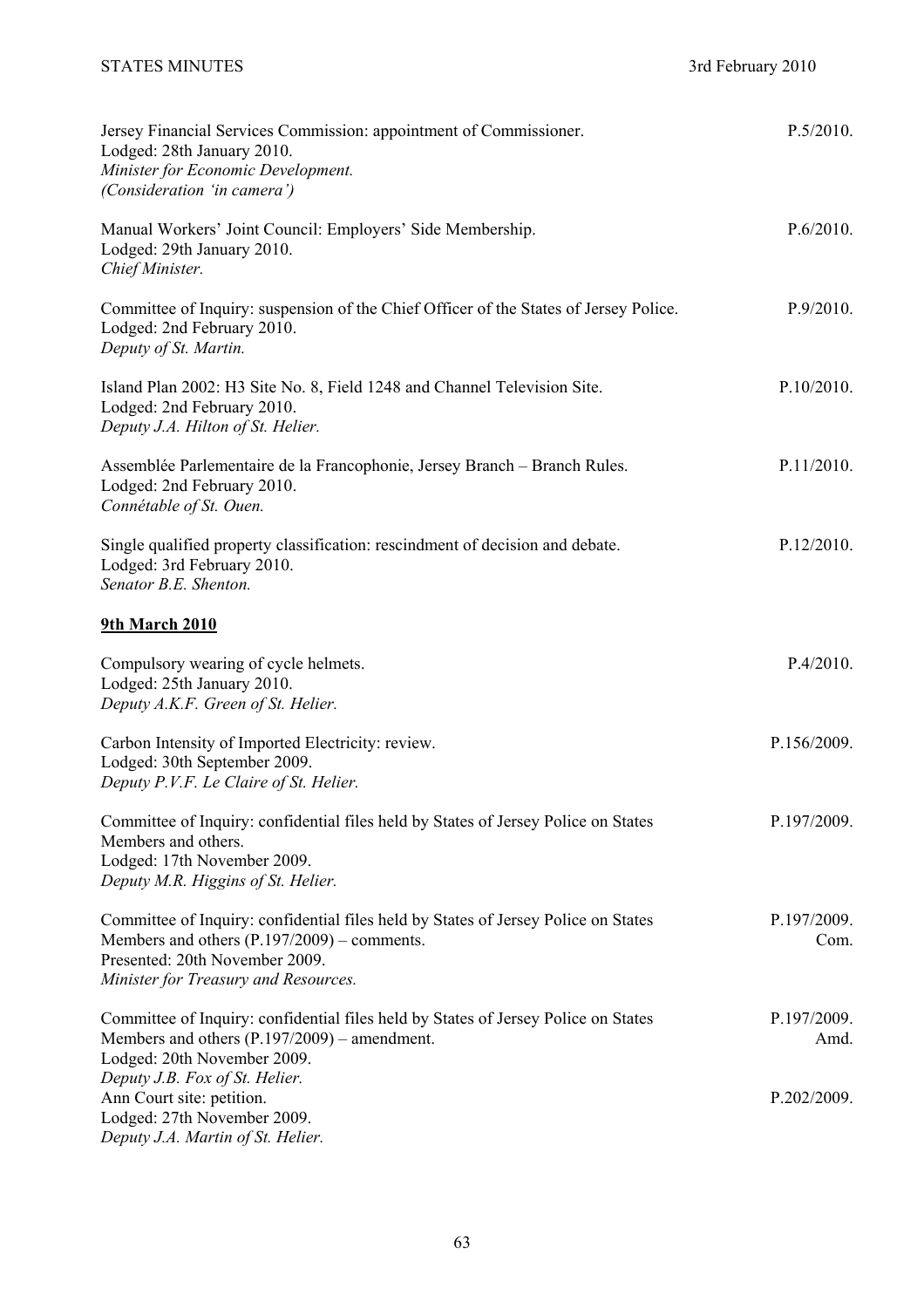Jersey Financial Services Commission: appointment of Commissioner. P.5/2010.
Lodged: 28th January 2010.
*Minister for Economic Development.*
*(Consideration 'in camera')*

Manual Workers' Joint Council: Employers' Side Membership. P.6/2010.
Lodged: 29th January 2010.
*Chief Minister.*

Committee of Inquiry: suspension of the Chief Officer of the States of Jersey Police. P.9/2010.
Lodged: 2nd February 2010.
*Deputy of St. Martin.*

Island Plan 2002: H3 Site No. 8, Field 1248 and Channel Television Site. P.10/2010.
Lodged: 2nd February 2010.
*Deputy J.A. Hilton of St. Helier.*

Assemblée Parlementaire de la Francophonie, Jersey Branch – Branch Rules. P.11/2010.
Lodged: 2nd February 2010.
*Connétable of St. Ouen.*

Single qualified property classification: rescindment of decision and debate. P.12/2010.
Lodged: 3rd February 2010.
*Senator B.E. Shenton.*

**9th March 2010**

Compulsory wearing of cycle helmets. P.4/2010.
Lodged: 25th January 2010.
*Deputy A.K.F. Green of St. Helier.*

Carbon Intensity of Imported Electricity: review. P.156/2009.
Lodged: 30th September 2009.
*Deputy P.V.F. Le Claire of St. Helier.*

Committee of Inquiry: confidential files held by States of Jersey Police on States Members and others. P.197/2009.
Lodged: 17th November 2009.
*Deputy M.R. Higgins of St. Helier.*

Committee of Inquiry: confidential files held by States of Jersey Police on States Members and others (P.197/2009) – comments. P.197/2009. Com.
Presented: 20th November 2009.
*Minister for Treasury and Resources.*

Committee of Inquiry: confidential files held by States of Jersey Police on States Members and others (P.197/2009) – amendment. P.197/2009. Amd.
Lodged: 20th November 2009.
*Deputy J.B. Fox of St. Helier.*

Ann Court site: petition. P.202/2009.
Lodged: 27th November 2009.
*Deputy J.A. Martin of St. Helier.*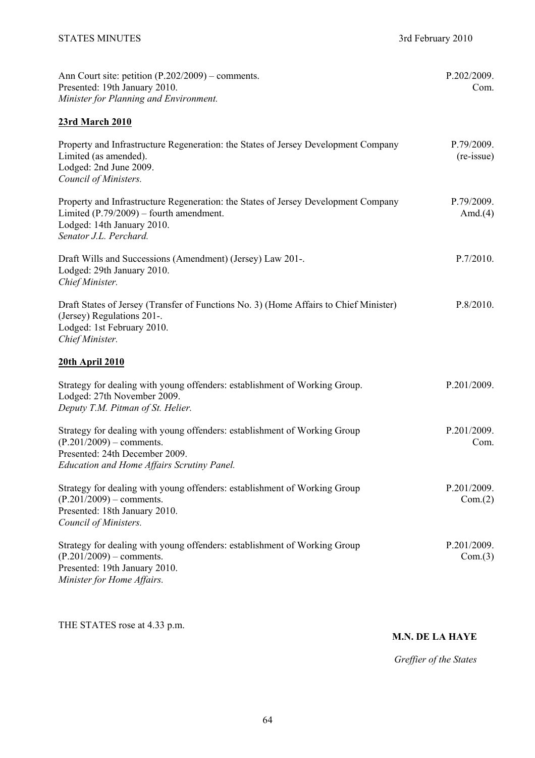Ann Court site: petition (P.202/2009) – comments.
Presented: 19th January 2010.
*Minister for Planning and Environment.*

P.202/2009. Com.

**23rd March 2010**

Property and Infrastructure Regeneration: the States of Jersey Development Company Limited (as amended).
Lodged: 2nd June 2009.
*Council of Ministers.*

P.79/2009. (re-issue)

Property and Infrastructure Regeneration: the States of Jersey Development Company Limited (P.79/2009) – fourth amendment.
Lodged: 14th January 2010.
*Senator J.L. Perchard.*

P.79/2009. Amd.(4)

Draft Wills and Successions (Amendment) (Jersey) Law 201-.
Lodged: 29th January 2010.
*Chief Minister.*

P.7/2010.

Draft States of Jersey (Transfer of Functions No. 3) (Home Affairs to Chief Minister) (Jersey) Regulations 201-.
Lodged: 1st February 2010.
*Chief Minister.*

P.8/2010.

**20th April 2010**

Strategy for dealing with young offenders: establishment of Working Group.
Lodged: 27th November 2009.
*Deputy T.M. Pitman of St. Helier.*

P.201/2009.

Strategy for dealing with young offenders: establishment of Working Group (P.201/2009) – comments.
Presented: 24th December 2009.
*Education and Home Affairs Scrutiny Panel.*

P.201/2009. Com.

Strategy for dealing with young offenders: establishment of Working Group (P.201/2009) – comments.
Presented: 18th January 2010.
*Council of Ministers.*

P.201/2009. Com.(2)

Strategy for dealing with young offenders: establishment of Working Group (P.201/2009) – comments.
Presented: 19th January 2010.
*Minister for Home Affairs.*

P.201/2009. Com.(3)

THE STATES rose at 4.33 p.m.

**M.N. DE LA HAYE**

*Greffier of the States*